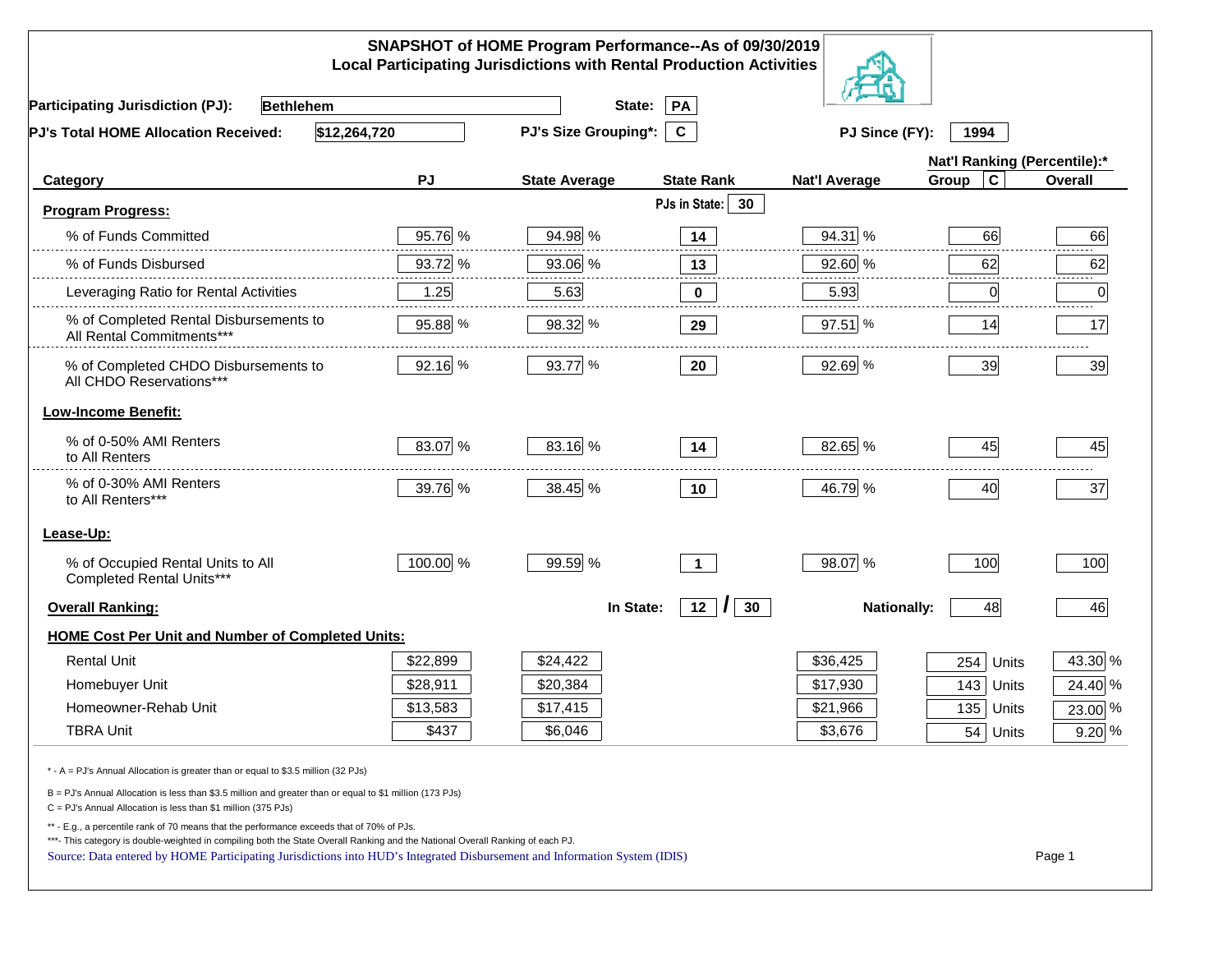# SNAPSHOT of HOME Program Performance--As of 09/30/2019
## Local Participating Jurisdictions with Rental Production Activities

**Participating Jurisdiction (PJ):** Bethlehem **State:** PA

**PJ's Total HOME Allocation Received:** $12,264,720 **PJ's Size Grouping*:** C **PJ Since (FY):** 1994

| Category | PJ | State Average | State Rank | Nat'l Average | Nat'l Ranking (Percentile):* Group C | Overall |
|---|---|---|---|---|---|---|
| **Program Progress:** | | | PJs in State: 30 | | | |
| % of Funds Committed | 95.76 % | 94.98 % | 14 | 94.31 % | 66 | 66 |
| % of Funds Disbursed | 93.72 % | 93.06 % | 13 | 92.60 % | 62 | 62 |
| Leveraging Ratio for Rental Activities | 1.25 | 5.63 | 0 | 5.93 | 0 | 0 |
| % of Completed Rental Disbursements to All Rental Commitments*** | 95.88 % | 98.32 % | 29 | 97.51 % | 14 | 17 |
| % of Completed CHDO Disbursements to All CHDO Reservations*** | 92.16 % | 93.77 % | 20 | 92.69 % | 39 | 39 |
| **Low-Income Benefit:** | | | | | | |
| % of 0-50% AMI Renters to All Renters | 83.07 % | 83.16 % | 14 | 82.65 % | 45 | 45 |
| % of 0-30% AMI Renters to All Renters*** | 39.76 % | 38.45 % | 10 | 46.79 % | 40 | 37 |
| **Lease-Up:** | | | | | | |
| % of Occupied Rental Units to All Completed Rental Units*** | 100.00 % | 99.59 % | 1 | 98.07 % | 100 | 100 |
| **Overall Ranking:** | | In State: | 12 / 30 | Nationally: | 48 | 46 |
| **HOME Cost Per Unit and Number of Completed Units:** | | | | | | |
| Rental Unit | $22,899 | $24,422 | | $36,425 | 254 Units | 43.30 % |
| Homebuyer Unit | $28,911 | $20,384 | | $17,930 | 143 Units | 24.40 % |
| Homeowner-Rehab Unit | $13,583 | $17,415 | | $21,966 | 135 Units | 23.00 % |
| TBRA Unit | $437 | $6,046 | | $3,676 | 54 Units | 9.20 % |

* - A = PJ's Annual Allocation is greater than or equal to $3.5 million (32 PJs)

B = PJ's Annual Allocation is less than $3.5 million and greater than or equal to $1 million (173 PJs)

C = PJ's Annual Allocation is less than $1 million (375 PJs)

** - E.g., a percentile rank of 70 means that the performance exceeds that of 70% of PJs.

***- This category is double-weighted in compiling both the State Overall Ranking and the National Overall Ranking of each PJ.

Source: Data entered by HOME Participating Jurisdictions into HUD's Integrated Disbursement and Information System (IDIS)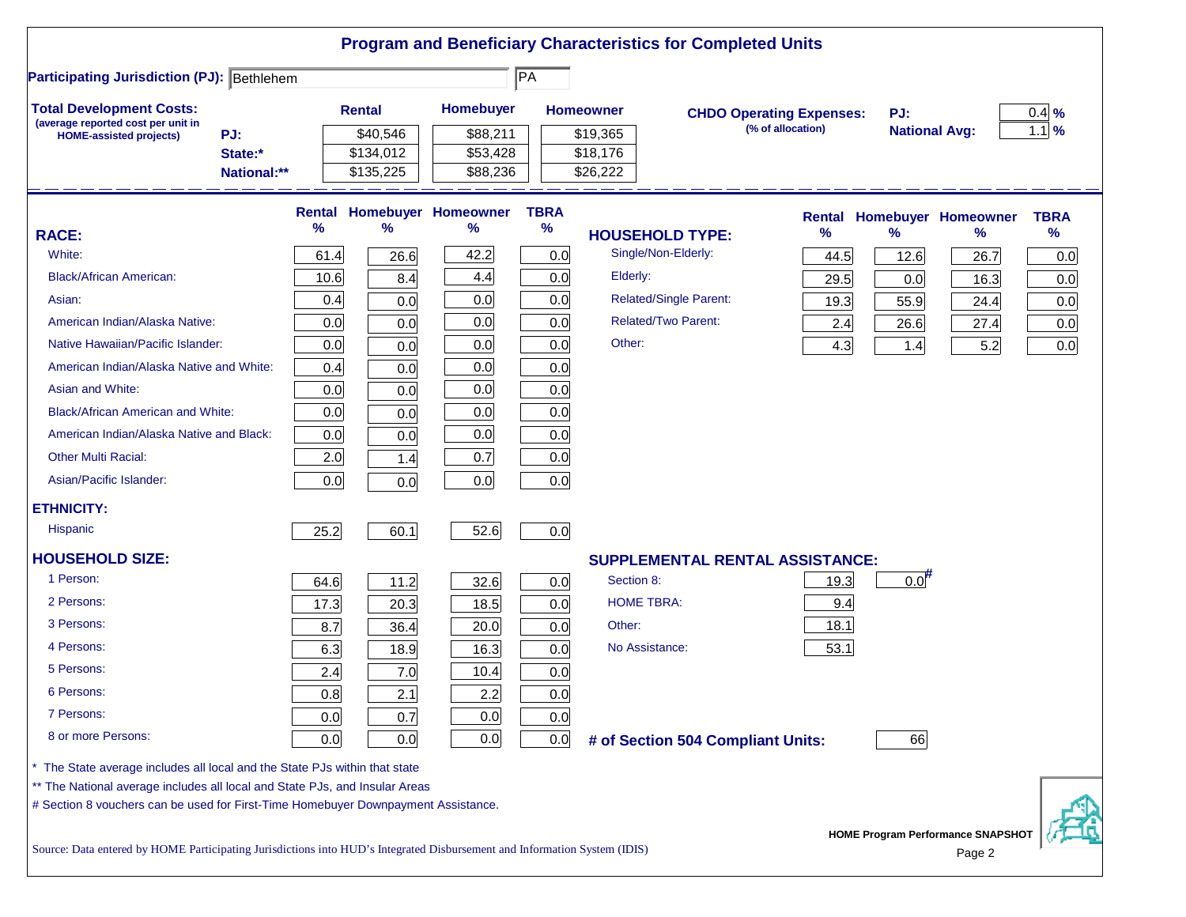# Program and Beneficiary Characteristics for Completed Units

**Participating Jurisdiction (PJ):** Bethlehem PA

**Total Development Costs:**
(average reported cost per unit in HOME-assisted projects)

| | Rental | Homebuyer | Homeowner |
|---|---|---|---|
| PJ: | $40,546 | $88,211 | $19,365 |
| State:* | $134,012 | $53,428 | $18,176 |
| National:** | $135,225 | $88,236 | $26,222 |

**CHDO Operating Expenses:** (% of allocation)

| | |
|---|---|
| PJ: | 0.4 % |
| National Avg: | 1.1 % |

| RACE: | Rental % | Homebuyer % | Homeowner % | TBRA % |
|---|---|---|---|---|
| White: | 61.4 | 26.6 | 42.2 | 0.0 |
| Black/African American: | 10.6 | 8.4 | 4.4 | 0.0 |
| Asian: | 0.4 | 0.0 | 0.0 | 0.0 |
| American Indian/Alaska Native: | 0.0 | 0.0 | 0.0 | 0.0 |
| Native Hawaiian/Pacific Islander: | 0.0 | 0.0 | 0.0 | 0.0 |
| American Indian/Alaska Native and White: | 0.4 | 0.0 | 0.0 | 0.0 |
| Asian and White: | 0.0 | 0.0 | 0.0 | 0.0 |
| Black/African American and White: | 0.0 | 0.0 | 0.0 | 0.0 |
| American Indian/Alaska Native and Black: | 0.0 | 0.0 | 0.0 | 0.0 |
| Other Multi Racial: | 2.0 | 1.4 | 0.7 | 0.0 |
| Asian/Pacific Islander: | 0.0 | 0.0 | 0.0 | 0.0 |
| **ETHNICITY:** | | | | |
| Hispanic | 25.2 | 60.1 | 52.6 | 0.0 |
| **HOUSEHOLD SIZE:** | | | | |
| 1 Person: | 64.6 | 11.2 | 32.6 | 0.0 |
| 2 Persons: | 17.3 | 20.3 | 18.5 | 0.0 |
| 3 Persons: | 8.7 | 36.4 | 20.0 | 0.0 |
| 4 Persons: | 6.3 | 18.9 | 16.3 | 0.0 |
| 5 Persons: | 2.4 | 7.0 | 10.4 | 0.0 |
| 6 Persons: | 0.8 | 2.1 | 2.2 | 0.0 |
| 7 Persons: | 0.0 | 0.7 | 0.0 | 0.0 |
| 8 or more Persons: | 0.0 | 0.0 | 0.0 | 0.0 |

| HOUSEHOLD TYPE: | Rental % | Homebuyer % | Homeowner % | TBRA % |
|---|---|---|---|---|
| Single/Non-Elderly: | 44.5 | 12.6 | 26.7 | 0.0 |
| Elderly: | 29.5 | 0.0 | 16.3 | 0.0 |
| Related/Single Parent: | 19.3 | 55.9 | 24.4 | 0.0 |
| Related/Two Parent: | 2.4 | 26.6 | 27.4 | 0.0 |
| Other: | 4.3 | 1.4 | 5.2 | 0.0 |

| SUPPLEMENTAL RENTAL ASSISTANCE: | Rental | Homebuyer |
|---|---|---|
| Section 8: | 19.3 | 0.0# |
| HOME TBRA: | 9.4 | |
| Other: | 18.1 | |
| No Assistance: | 53.1 | |

**# of Section 504 Compliant Units:** 66

\* The State average includes all local and the State PJs within that state

\*\* The National average includes all local and State PJs, and Insular Areas

\# Section 8 vouchers can be used for First-Time Homebuyer Downpayment Assistance.

Source: Data entered by HOME Participating Jurisdictions into HUD's Integrated Disbursement and Information System (IDIS)

HOME Program Performance SNAPSHOT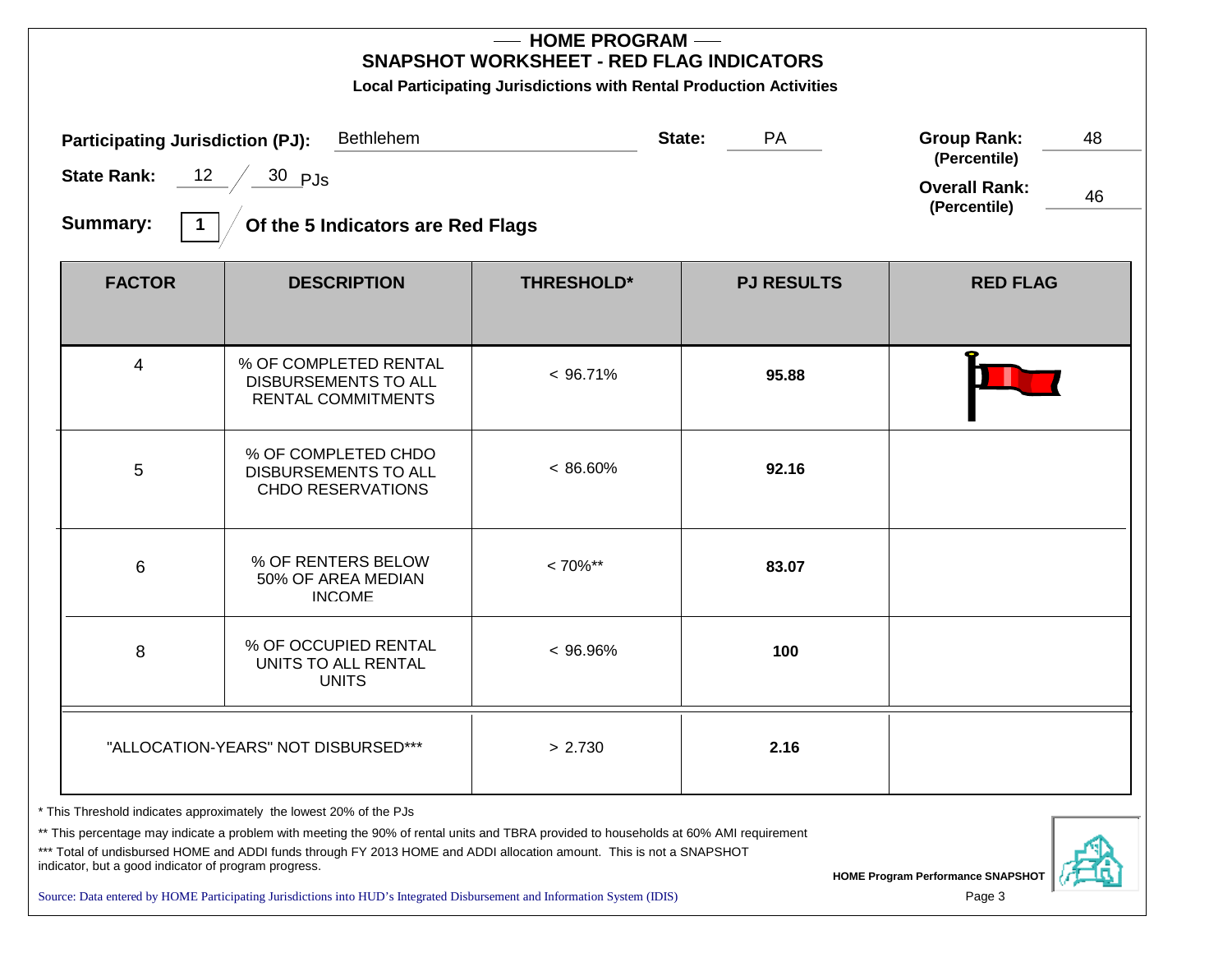# HOME PROGRAM

## SNAPSHOT WORKSHEET - RED FLAG INDICATORS

**Local Participating Jurisdictions with Rental Production Activities**

**Participating Jurisdiction (PJ):** Bethlehem **State:** PA **Group Rank:** 48 **(Percentile)**

**State Rank:** 12 / 30 PJs **Overall Rank:** 46 **(Percentile)**

**Summary:** 1 / **Of the 5 Indicators are Red Flags**

| FACTOR | DESCRIPTION | THRESHOLD* | PJ RESULTS | RED FLAG |
|---|---|---|---|---|
| 4 | % OF COMPLETED RENTAL DISBURSEMENTS TO ALL RENTAL COMMITMENTS | < 96.71% | **95.88** | 🚩 |
| 5 | % OF COMPLETED CHDO DISBURSEMENTS TO ALL CHDO RESERVATIONS | < 86.60% | **92.16** | |
| 6 | % OF RENTERS BELOW 50% OF AREA MEDIAN INCOME | < 70%** | **83.07** | |
| 8 | % OF OCCUPIED RENTAL UNITS TO ALL RENTAL UNITS | < 96.96% | **100** | |
| "ALLOCATION-YEARS" NOT DISBURSED*** | | > 2.730 | **2.16** | |

\* This Threshold indicates approximately the lowest 20% of the PJs

** This percentage may indicate a problem with meeting the 90% of rental units and TBRA provided to households at 60% AMI requirement

*** Total of undisbursed HOME and ADDI funds through FY 2013 HOME and ADDI allocation amount. This is not a SNAPSHOT indicator, but a good indicator of program progress.

Source: Data entered by HOME Participating Jurisdictions into HUD's Integrated Disbursement and Information System (IDIS)